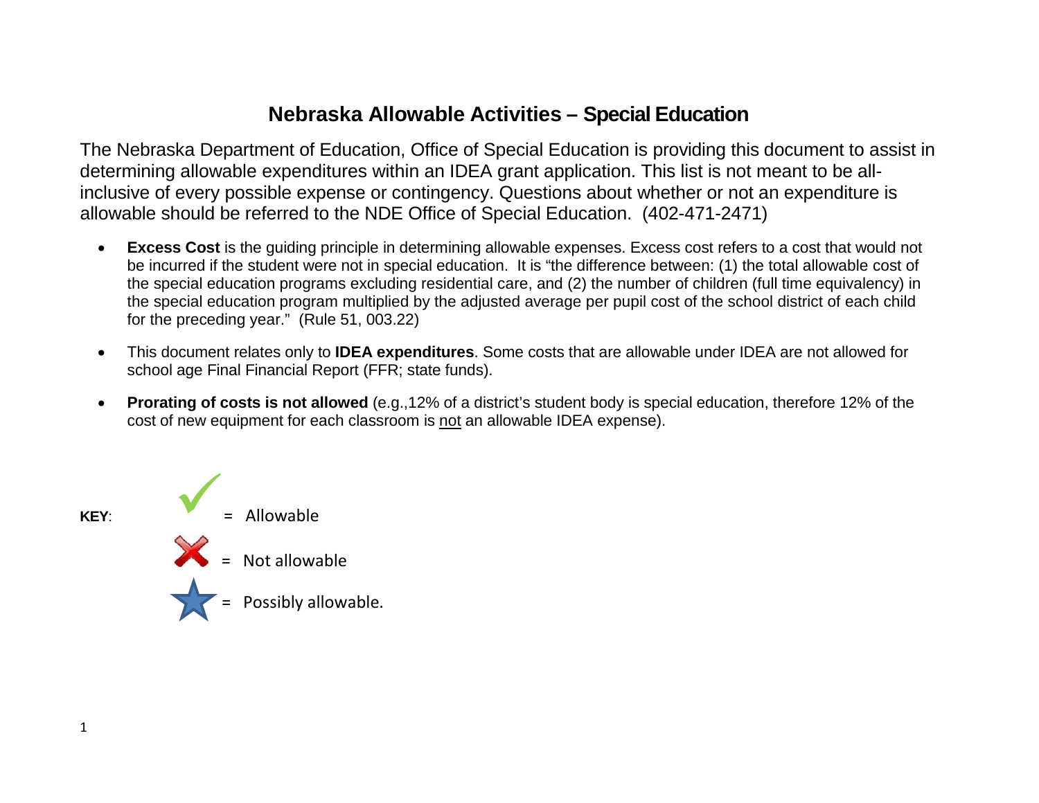# Nebraska Allowable Activities – Special Education

The Nebraska Department of Education, Office of Special Education is providing this document to assist in determining allowable expenditures within an IDEA grant application. This list is not meant to be all-inclusive of every possible expense or contingency. Questions about whether or not an expenditure is allowable should be referred to the NDE Office of Special Education. (402-471-2471)

- **Excess Cost** is the guiding principle in determining allowable expenses. Excess cost refers to a cost that would not be incurred if the student were not in special education. It is "the difference between: (1) the total allowable cost of the special education programs excluding residential care, and (2) the number of children (full time equivalency) in the special education program multiplied by the adjusted average per pupil cost of the school district of each child for the preceding year." (Rule 51, 003.22)

- This document relates only to **IDEA expenditures**. Some costs that are allowable under IDEA are not allowed for school age Final Financial Report (FFR; state funds).

- **Prorating of costs is not allowed** (e.g.,12% of a district's student body is special education, therefore 12% of the cost of new equipment for each classroom is <u>not</u> an allowable IDEA expense).

**KEY**:

✓ = Allowable

✗ = Not allowable

★ = Possibly allowable.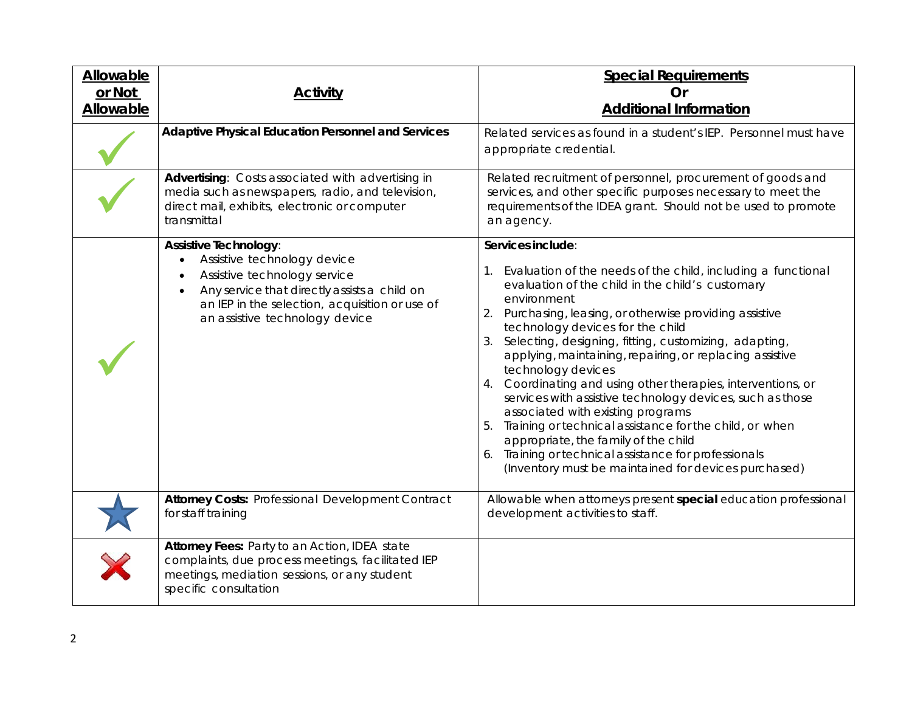| Allowable or Not Allowable | Activity | Special Requirements Or Additional Information |
|---|---|---|
| ✓ | **Adaptive Physical Education Personnel and Services** | Related services as found in a student's IEP. Personnel must have appropriate credential. |
| ✓ | **Advertising**: Costs associated with advertising in media such as newspapers, radio, and television, direct mail, exhibits, electronic or computer transmittal | Related recruitment of personnel, procurement of goods and services, and other specific purposes necessary to meet the requirements of the IDEA grant. Should not be used to promote an agency. |
| ✓ | **Assistive Technology**:<br>• Assistive technology device<br>• Assistive technology service<br>• Any service that directly assists a child on an IEP in the selection, acquisition or use of an assistive technology device | **Services include**:<br>1. Evaluation of the needs of the child, including a functional evaluation of the child in the child's customary environment<br>2. Purchasing, leasing, or otherwise providing assistive technology devices for the child<br>3. Selecting, designing, fitting, customizing, adapting, applying, maintaining, repairing, or replacing assistive technology devices<br>4. Coordinating and using other therapies, interventions, or services with assistive technology devices, such as those associated with existing programs<br>5. Training or technical assistance for the child, or when appropriate, the family of the child<br>6. Training or technical assistance for professionals<br>(Inventory must be maintained for devices purchased) |
| ★ | **Attorney Costs:** Professional Development Contract for staff training | Allowable when attorneys present **special** education professional development activities to staff. |
| ✗ | **Attorney Fees:** Party to an Action, IDEA state complaints, due process meetings, facilitated IEP meetings, mediation sessions, or any student specific consultation | |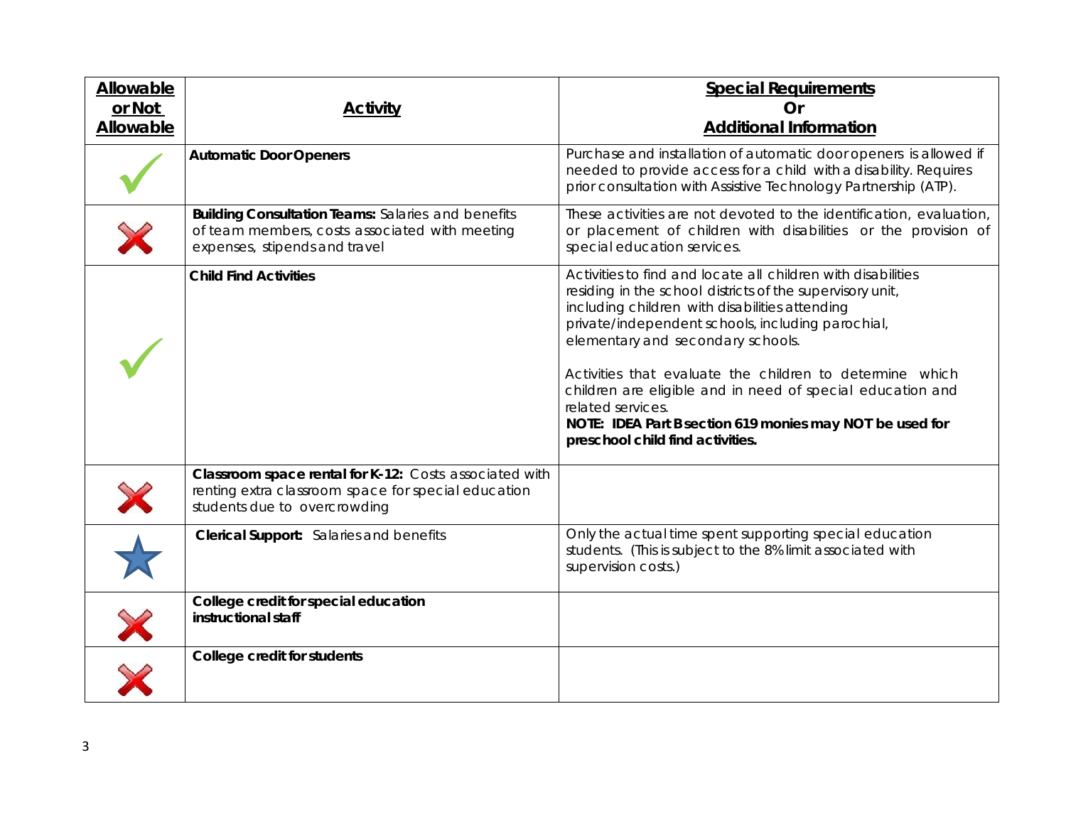| Allowable or Not Allowable | Activity | Special Requirements Or Additional Information |
|---|---|---|
| ✓ | **Automatic Door Openers** | Purchase and installation of automatic door openers is allowed if needed to provide access for a child with a disability. Requires prior consultation with Assistive Technology Partnership (ATP). |
| ✗ | **Building Consultation Teams:** Salaries and benefits of team members, costs associated with meeting expenses, stipends and travel | These activities are not devoted to the identification, evaluation, or placement of children with disabilities or the provision of special education services. |
| ✓ | **Child Find Activities** | Activities to find and locate all children with disabilities residing in the school districts of the supervisory unit, including children with disabilities attending private/independent schools, including parochial, elementary and secondary schools.<br><br>Activities that evaluate the children to determine which children are eligible and in need of special education and related services.<br>**NOTE: IDEA Part B section 619 monies may NOT be used for preschool child find activities.** |
| ✗ | **Classroom space rental for K-12:** Costs associated with renting extra classroom space for special education students due to overcrowding | |
| ★ | **Clerical Support:** Salaries and benefits | Only the actual time spent supporting special education students. (This is subject to the 8% limit associated with supervision costs.) |
| ✗ | **College credit for special education instructional staff** | |
| ✗ | **College credit for students** | |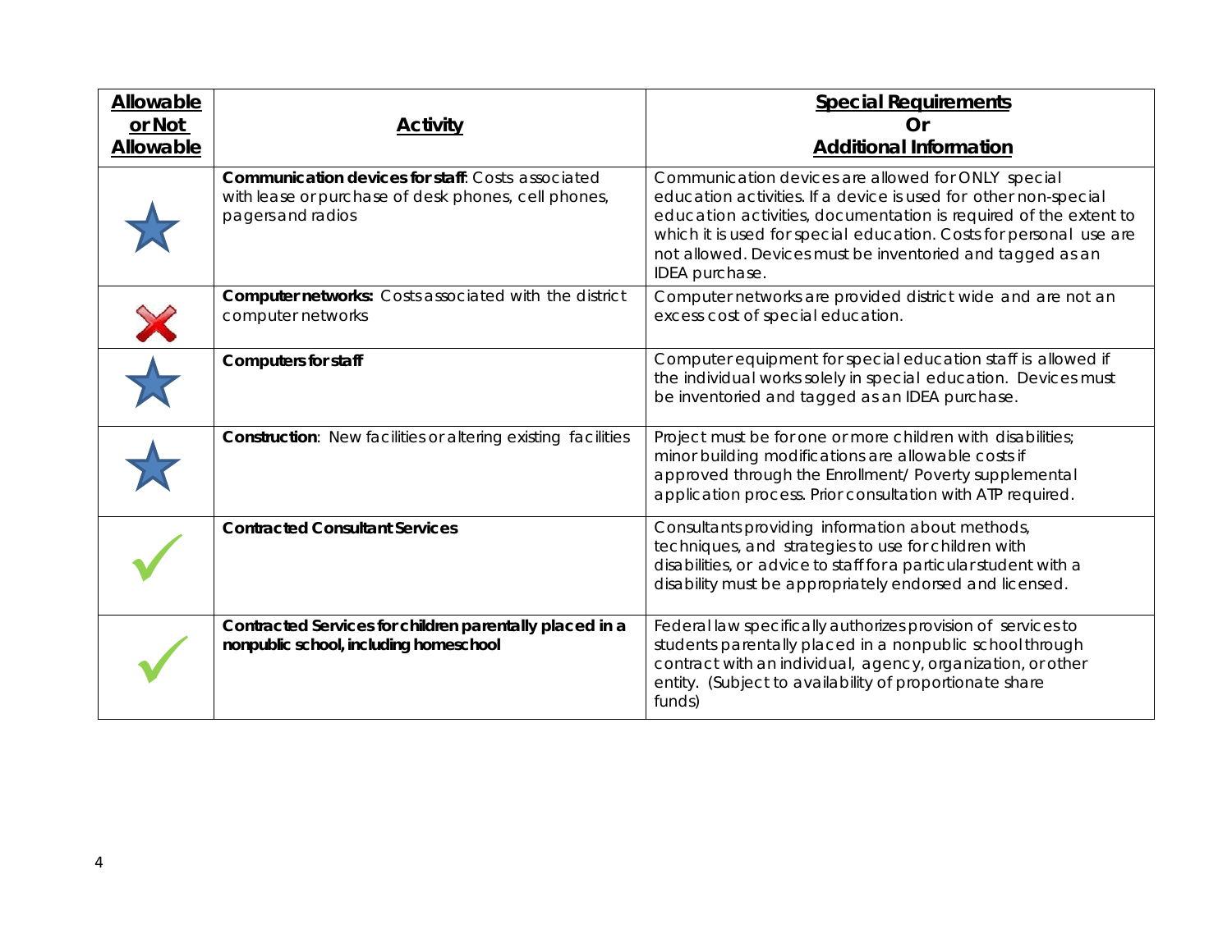| Allowable or Not Allowable | Activity | Special Requirements Or Additional Information |
|---|---|---|
| ★ | **Communication devices for staff**: Costs associated with lease or purchase of desk phones, cell phones, pagers and radios | Communication devices are allowed for ONLY special education activities. If a device is used for other non-special education activities, documentation is required of the extent to which it is used for special education. Costs for personal use are not allowed. Devices must be inventoried and tagged as an IDEA purchase. |
| ✗ | **Computer networks:** Costs associated with the district computer networks | Computer networks are provided district wide and are not an excess cost of special education. |
| ★ | **Computers for staff** | Computer equipment for special education staff is allowed if the individual works solely in special education. Devices must be inventoried and tagged as an IDEA purchase. |
| ★ | **Construction**: New facilities or altering existing facilities | Project must be for one or more children with disabilities; minor building modifications are allowable costs if approved through the Enrollment/ Poverty supplemental application process. Prior consultation with ATP required. |
| ✓ | **Contracted Consultant Services** | Consultants providing information about methods, techniques, and strategies to use for children with disabilities, or advice to staff for a particular student with a disability must be appropriately endorsed and licensed. |
| ✓ | **Contracted Services for children parentally placed in a nonpublic school, including homeschool** | Federal law specifically authorizes provision of services to students parentally placed in a nonpublic school through contract with an individual, agency, organization, or other entity. (Subject to availability of proportionate share funds) |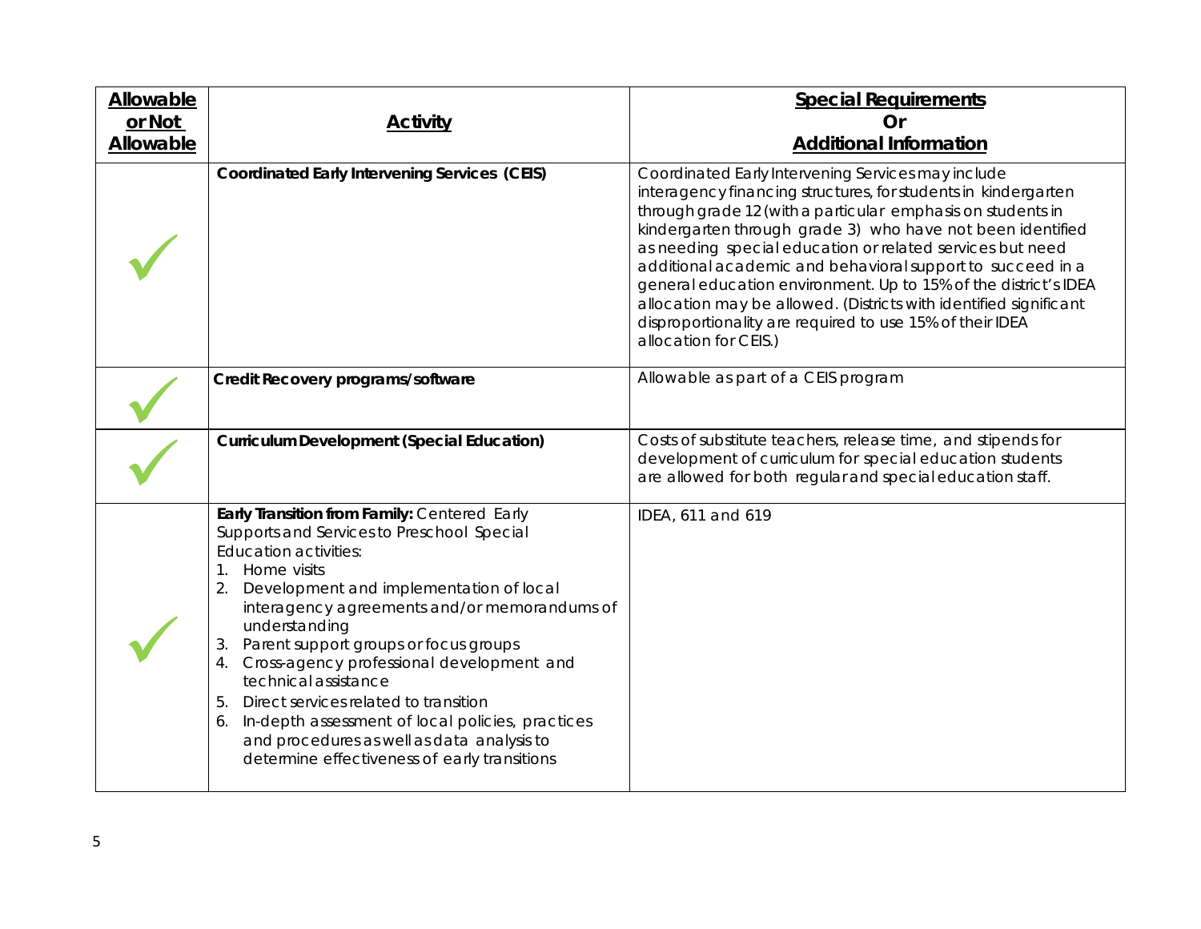| Allowable or Not Allowable | Activity | Special Requirements Or Additional Information |
|---|---|---|
| ✓ | **Coordinated Early Intervening Services (CEIS)** | Coordinated Early Intervening Services may include interagency financing structures, for students in kindergarten through grade 12 (with a particular emphasis on students in kindergarten through grade 3) who have not been identified as needing special education or related services but need additional academic and behavioral support to succeed in a general education environment. Up to 15% of the district's IDEA allocation may be allowed. (Districts with identified significant disproportionality are required to use 15% of their IDEA allocation for CEIS.) |
| ✓ | **Credit Recovery programs/software** | Allowable as part of a CEIS program |
| ✓ | **Curriculum Development (Special Education)** | Costs of substitute teachers, release time, and stipends for development of curriculum for special education students are allowed for both regular and special education staff. |
| ✓ | **Early Transition from Family:** Centered Early Supports and Services to Preschool Special Education activities:<br>1. Home visits<br>2. Development and implementation of local interagency agreements and/or memorandums of understanding<br>3. Parent support groups or focus groups<br>4. Cross-agency professional development and technical assistance<br>5. Direct services related to transition<br>6. In-depth assessment of local policies, practices and procedures as well as data analysis to determine effectiveness of early transitions | IDEA, 611 and 619 |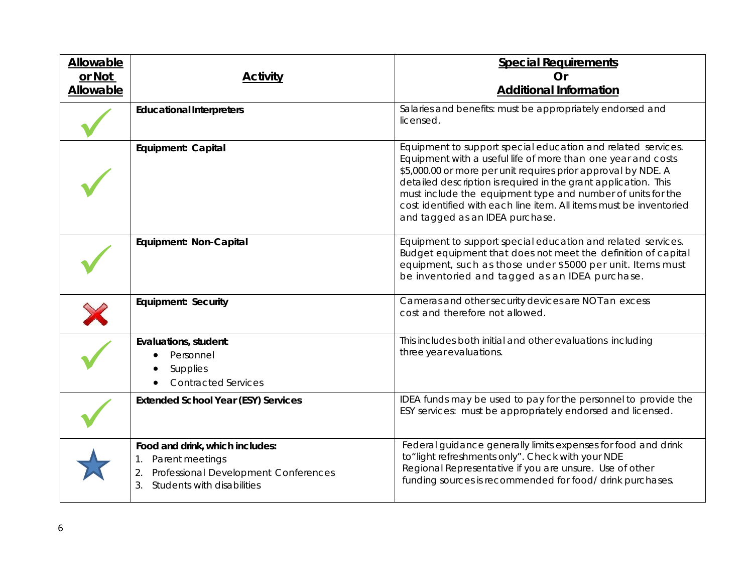| Allowable or Not Allowable | Activity | Special Requirements Or Additional Information |
|---|---|---|
| ✓ | **Educational Interpreters** | Salaries and benefits: must be appropriately endorsed and licensed. |
| ✓ | **Equipment: Capital** | Equipment to support special education and related services. Equipment with a useful life of more than one year and costs $5,000.00 or more per unit requires prior approval by NDE. A detailed description is required in the grant application. This must include the equipment type and number of units for the cost identified with each line item. All items must be inventoried and tagged as an IDEA purchase. |
| ✓ | **Equipment: Non-Capital** | Equipment to support special education and related services. Budget equipment that does not meet the definition of capital equipment, such as those under $5000 per unit. Items must be inventoried and tagged as an IDEA purchase. |
| ✗ | **Equipment: Security** | Cameras and other security devices are NOT an excess cost and therefore not allowed. |
| ✓ | **Evaluations, student:** <br>• Personnel <br>• Supplies <br>• Contracted Services | This includes both initial and other evaluations including three year evaluations. |
| ✓ | **Extended School Year (ESY) Services** | IDEA funds may be used to pay for the personnel to provide the ESY services: must be appropriately endorsed and licensed. |
| ★ | **Food and drink, which includes:** <br>1. Parent meetings <br>2. Professional Development Conferences <br>3. Students with disabilities | Federal guidance generally limits expenses for food and drink to "light refreshments only". Check with your NDE Regional Representative if you are unsure. Use of other funding sources is recommended for food/ drink purchases. |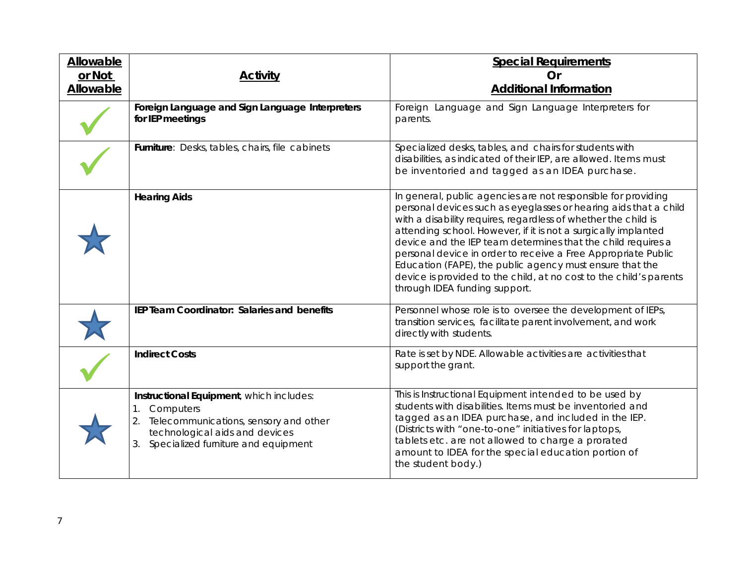| Allowable or Not Allowable | Activity | Special Requirements Or Additional Information |
|---|---|---|
| ✓ | **Foreign Language and Sign Language Interpreters for IEP meetings** | Foreign Language and Sign Language Interpreters for parents. |
| ✓ | **Furniture**: Desks, tables, chairs, file cabinets | Specialized desks, tables, and chairs for students with disabilities, as indicated of their IEP, are allowed. Items must be inventoried and tagged as an IDEA purchase. |
| ★ | **Hearing Aids** | In general, public agencies are not responsible for providing personal devices such as eyeglasses or hearing aids that a child with a disability requires, regardless of whether the child is attending school. However, if it is not a surgically implanted device and the IEP team determines that the child requires a personal device in order to receive a Free Appropriate Public Education (FAPE), the public agency must ensure that the device is provided to the child, at no cost to the child's parents through IDEA funding support. |
| ★ | **IEP Team Coordinator: Salaries and benefits** | Personnel whose role is to oversee the development of IEPs, transition services, facilitate parent involvement, and work directly with students. |
| ✓ | **Indirect Costs** | Rate is set by NDE. Allowable activities are activities that support the grant. |
| ★ | **Instructional Equipment**, which includes:<br>1. Computers<br>2. Telecommunications, sensory and other technological aids and devices<br>3. Specialized furniture and equipment | This is Instructional Equipment intended to be used by students with disabilities. Items must be inventoried and tagged as an IDEA purchase, and included in the IEP. (Districts with "one-to-one" initiatives for laptops, tablets etc. are not allowed to charge a prorated amount to IDEA for the special education portion of the student body.) |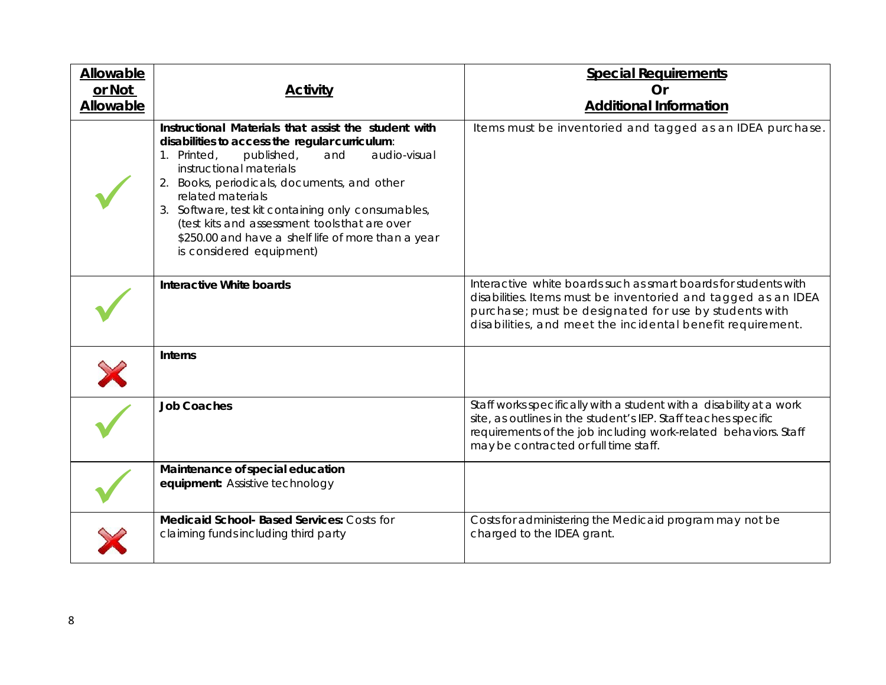| Allowable or Not Allowable | Activity | Special Requirements Or Additional Information |
|---|---|---|
| ✓ | **Instructional Materials that assist the student with disabilities to access the regular curriculum**:<br>1. Printed, published, and audio-visual instructional materials<br>2. Books, periodicals, documents, and other related materials<br>3. Software, test kit containing only consumables, (test kits and assessment tools that are over $250.00 and have a shelf life of more than a year is considered equipment) | Items must be inventoried and tagged as an IDEA purchase. |
| ✓ | **Interactive White boards** | Interactive white boards such as smart boards for students with disabilities. Items must be inventoried and tagged as an IDEA purchase; must be designated for use by students with disabilities, and meet the incidental benefit requirement. |
| ✗ | **Interns** | |
| ✓ | **Job Coaches** | Staff works specifically with a student with a disability at a work site, as outlines in the student's IEP. Staff teaches specific requirements of the job including work-related behaviors. Staff may be contracted or full time staff. |
| ✓ | **Maintenance of special education equipment:** Assistive technology | |
| ✗ | **Medicaid School- Based Services:** Costs for claiming funds including third party | Costs for administering the Medicaid program may not be charged to the IDEA grant. |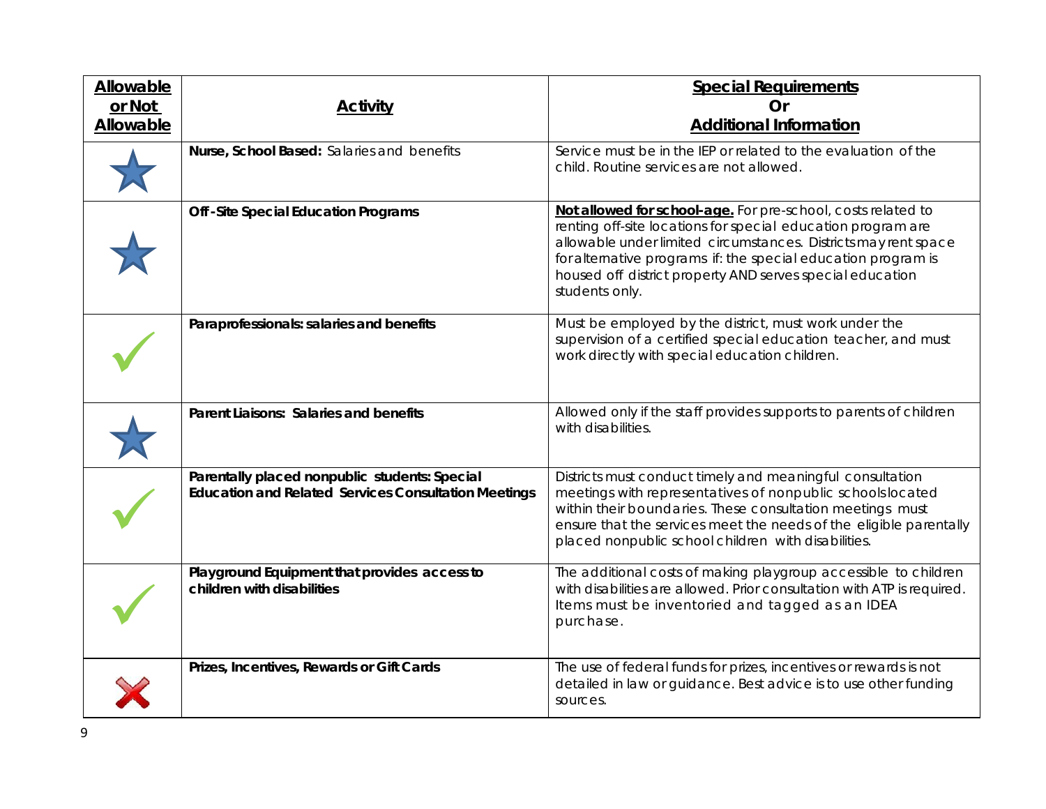| Allowable or Not Allowable | Activity | Special Requirements Or Additional Information |
|---|---|---|
| ★ | **Nurse, School Based:** Salaries and benefits | Service must be in the IEP or related to the evaluation of the child. Routine services are not allowed. |
| ★ | **Off-Site Special Education Programs** | **Not allowed for school-age.** For pre-school, costs related to renting off-site locations for special education program are allowable under limited circumstances. Districts may rent space for alternative programs if: the special education program is housed off district property AND serves special education students only. |
| ✓ | **Paraprofessionals: salaries and benefits** | Must be employed by the district, must work under the supervision of a certified special education teacher, and must work directly with special education children. |
| ★ | **Parent Liaisons: Salaries and benefits** | Allowed only if the staff provides supports to parents of children with disabilities. |
| ✓ | **Parentally placed nonpublic students: Special Education and Related Services Consultation Meetings** | Districts must conduct timely and meaningful consultation meetings with representatives of nonpublic schools located within their boundaries. These consultation meetings must ensure that the services meet the needs of the eligible parentally placed nonpublic school children with disabilities. |
| ✓ | **Playground Equipment that provides access to children with disabilities** | The additional costs of making playgroup accessible to children with disabilities are allowed. Prior consultation with ATP is required. Items must be inventoried and tagged as an IDEA purchase. |
| ✗ | **Prizes, Incentives, Rewards or Gift Cards** | The use of federal funds for prizes, incentives or rewards is not detailed in law or guidance. Best advice is to use other funding sources. |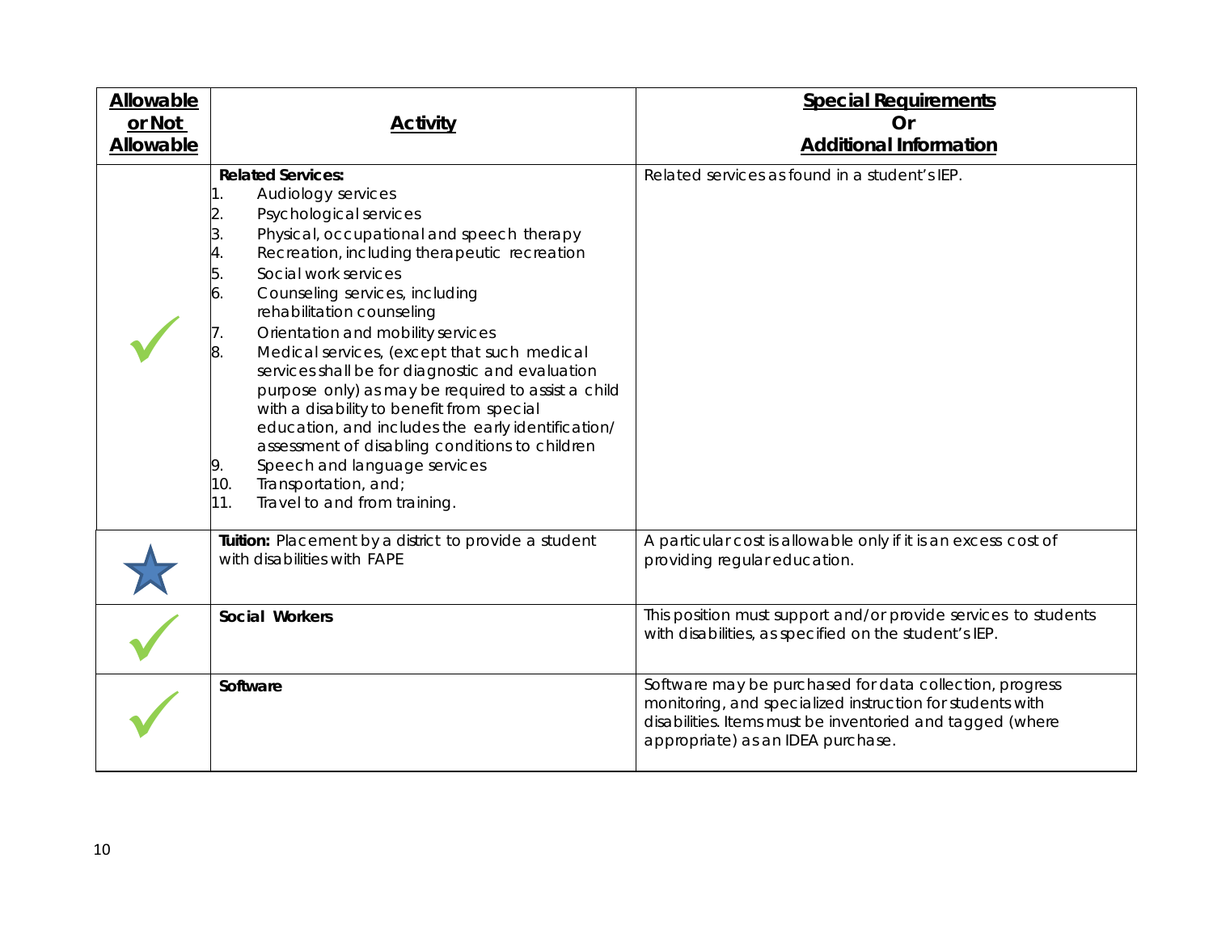| Allowable or Not Allowable | Activity | Special Requirements Or Additional Information |
|---|---|---|
| ✓ | **Related Services:**<br>1. Audiology services<br>2. Psychological services<br>3. Physical, occupational and speech therapy<br>4. Recreation, including therapeutic recreation<br>5. Social work services<br>6. Counseling services, including rehabilitation counseling<br>7. Orientation and mobility services<br>8. Medical services, (except that such medical services shall be for diagnostic and evaluation purpose only) as may be required to assist a child with a disability to benefit from special education, and includes the early identification/ assessment of disabling conditions to children<br>9. Speech and language services<br>10. Transportation, and;<br>11. Travel to and from training. | Related services as found in a student's IEP. |
| ★ | **Tuition:** Placement by a district to provide a student with disabilities with FAPE | A particular cost is allowable only if it is an excess cost of providing regular education. |
| ✓ | **Social Workers** | This position must support and/or provide services to students with disabilities, as specified on the student's IEP. |
| ✓ | **Software** | Software may be purchased for data collection, progress monitoring, and specialized instruction for students with disabilities. Items must be inventoried and tagged (where appropriate) as an IDEA purchase. |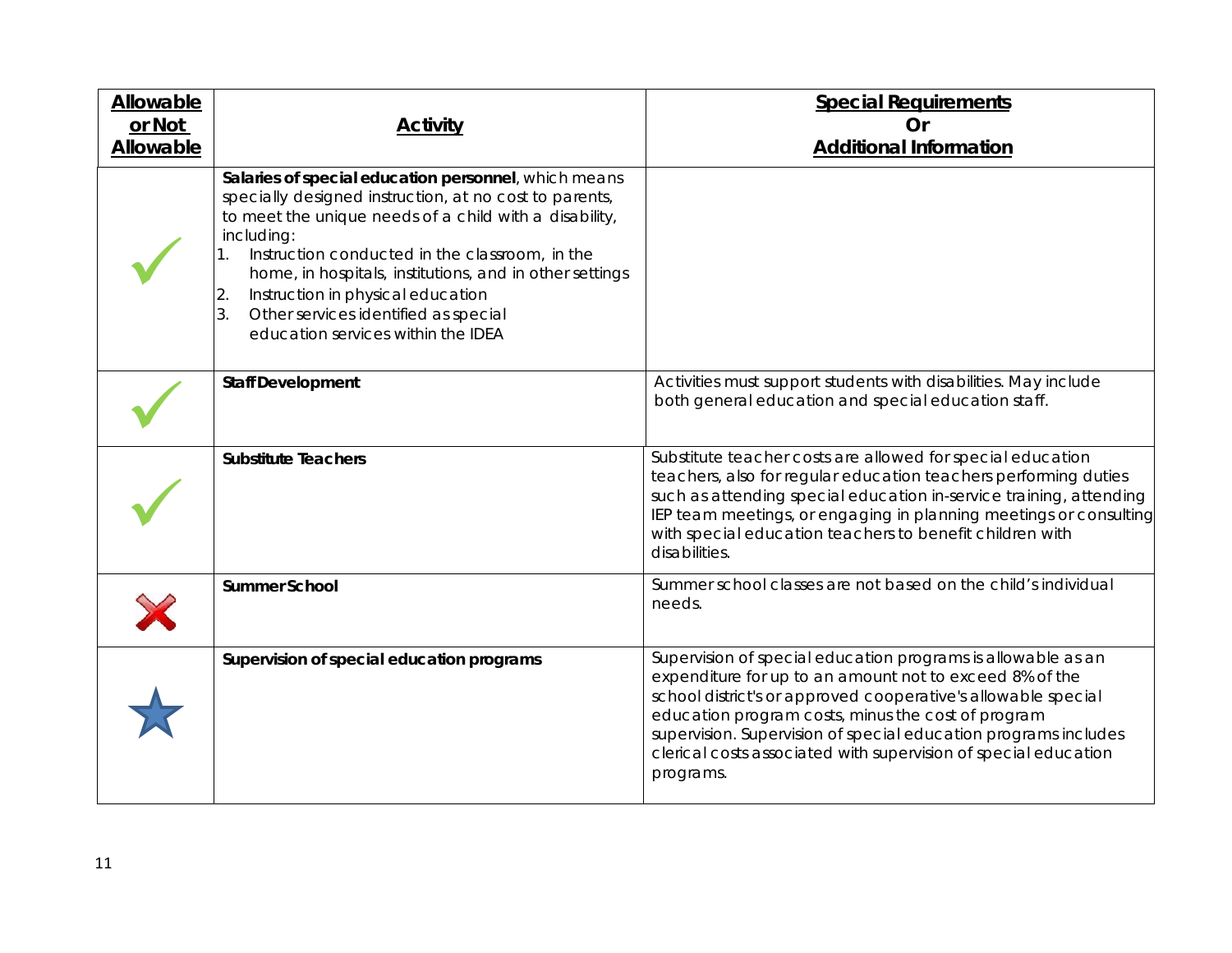| Allowable or Not Allowable | Activity | Special Requirements Or Additional Information |
|---|---|---|
| ✓ | **Salaries of special education personnel**, which means specially designed instruction, at no cost to parents, to meet the unique needs of a child with a disability, including:<br>1. Instruction conducted in the classroom, in the home, in hospitals, institutions, and in other settings<br>2. Instruction in physical education<br>3. Other services identified as special education services within the IDEA | |
| ✓ | **Staff Development** | Activities must support students with disabilities. May include both general education and special education staff. |
| ✓ | **Substitute Teachers** | Substitute teacher costs are allowed for special education teachers, also for regular education teachers performing duties such as attending special education in-service training, attending IEP team meetings, or engaging in planning meetings or consulting with special education teachers to benefit children with disabilities. |
| ✗ | **Summer School** | Summer school classes are not based on the child's individual needs. |
| ★ | **Supervision of special education programs** | Supervision of special education programs is allowable as an expenditure for up to an amount not to exceed 8% of the school district's or approved cooperative's allowable special education program costs, minus the cost of program supervision. Supervision of special education programs includes clerical costs associated with supervision of special education programs. |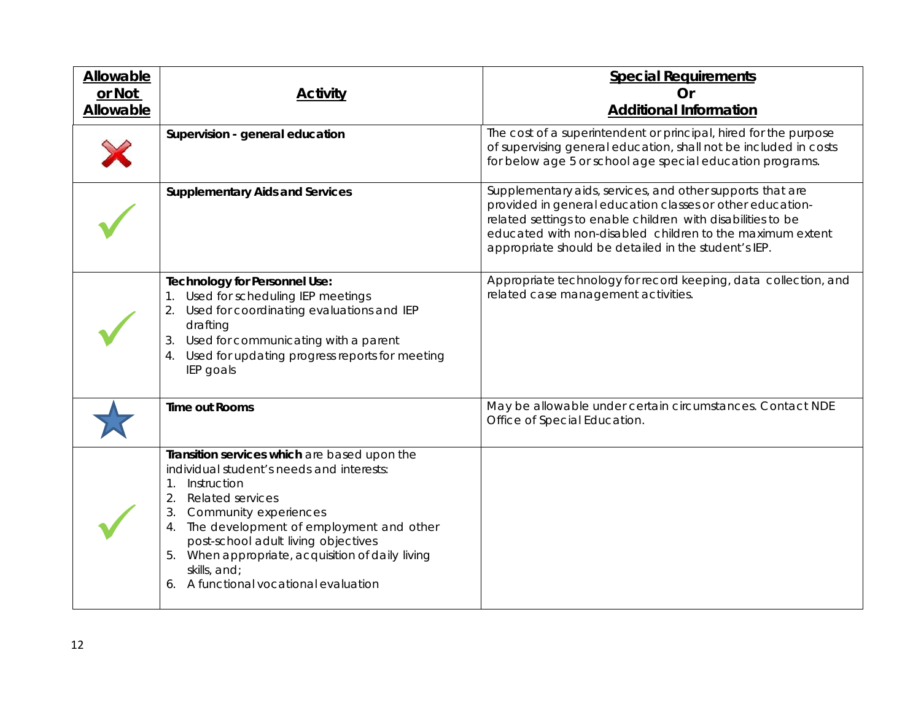| Allowable or Not Allowable | Activity | Special Requirements Or Additional Information |
|---|---|---|
| ✗ | **Supervision - general education** | The cost of a superintendent or principal, hired for the purpose of supervising general education, shall not be included in costs for below age 5 or school age special education programs. |
| ✓ | **Supplementary Aids and Services** | Supplementary aids, services, and other supports that are provided in general education classes or other education-related settings to enable children with disabilities to be educated with non-disabled children to the maximum extent appropriate should be detailed in the student's IEP. |
| ✓ | **Technology for Personnel Use:**<br>1. Used for scheduling IEP meetings<br>2. Used for coordinating evaluations and IEP drafting<br>3. Used for communicating with a parent<br>4. Used for updating progress reports for meeting IEP goals | Appropriate technology for record keeping, data collection, and related case management activities. |
| ★ | **Time out Rooms** | May be allowable under certain circumstances. Contact NDE Office of Special Education. |
| ✓ | **Transition services which** are based upon the individual student's needs and interests:<br>1. Instruction<br>2. Related services<br>3. Community experiences<br>4. The development of employment and other post-school adult living objectives<br>5. When appropriate, acquisition of daily living skills, and;<br>6. A functional vocational evaluation | |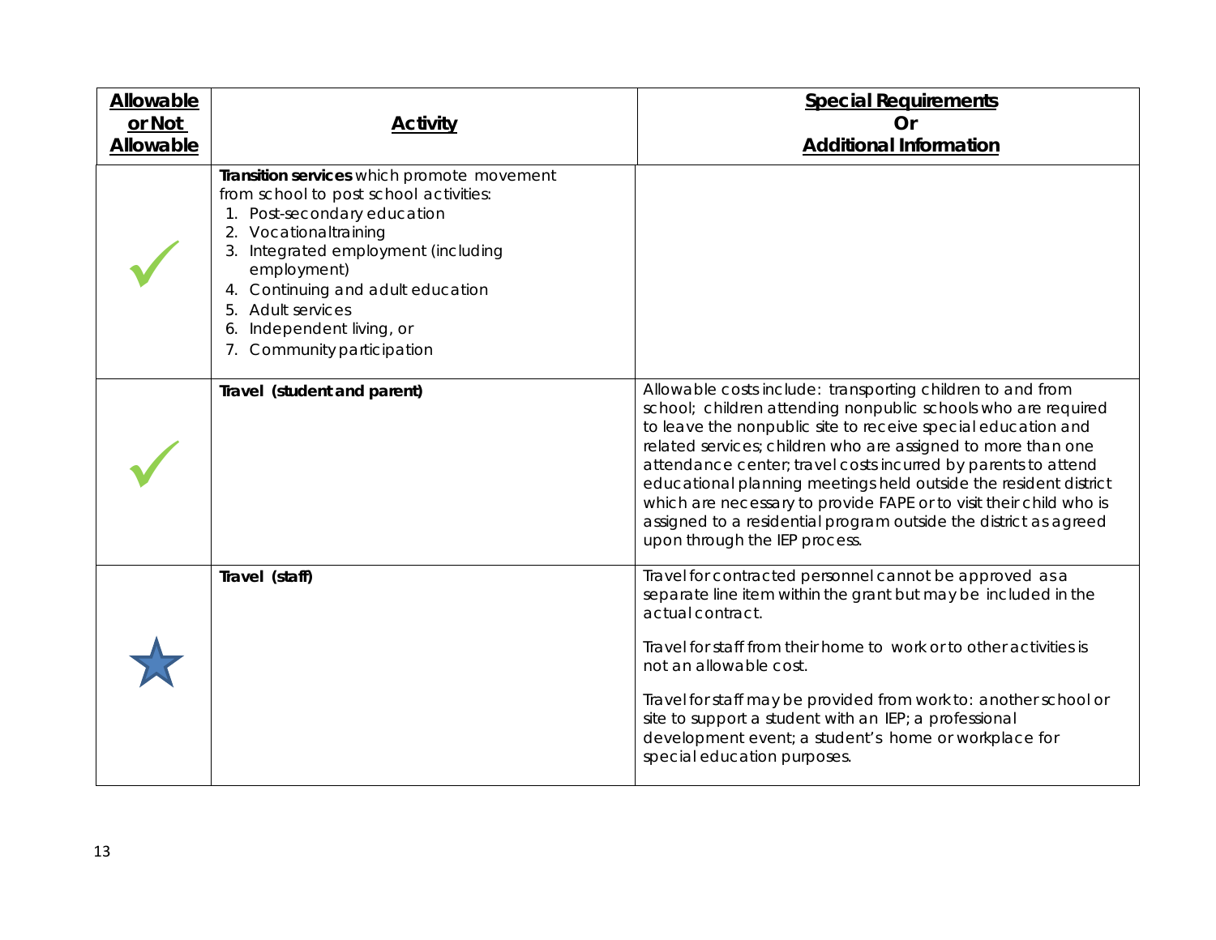| Allowable or Not Allowable | Activity | Special Requirements Or Additional Information |
|---|---|---|
| ✓ | **Transition services** which promote movement from school to post school activities:<br>1. Post-secondary education<br>2. Vocationaltraining<br>3. Integrated employment (including employment)<br>4. Continuing and adult education<br>5. Adult services<br>6. Independent living, or<br>7. Community participation | |
| ✓ | **Travel (student and parent)** | Allowable costs include: transporting children to and from school; children attending nonpublic schools who are required to leave the nonpublic site to receive special education and related services; children who are assigned to more than one attendance center; travel costs incurred by parents to attend educational planning meetings held outside the resident district which are necessary to provide FAPE or to visit their child who is assigned to a residential program outside the district as agreed upon through the IEP process. |
| ★ | **Travel (staff)** | Travel for contracted personnel cannot be approved as a separate line item within the grant but may be included in the actual contract.<br><br>Travel for staff from their home to work or to other activities is not an allowable cost.<br><br>Travel for staff may be provided from work to: another school or site to support a student with an IEP; a professional development event; a student's home or workplace for special education purposes. |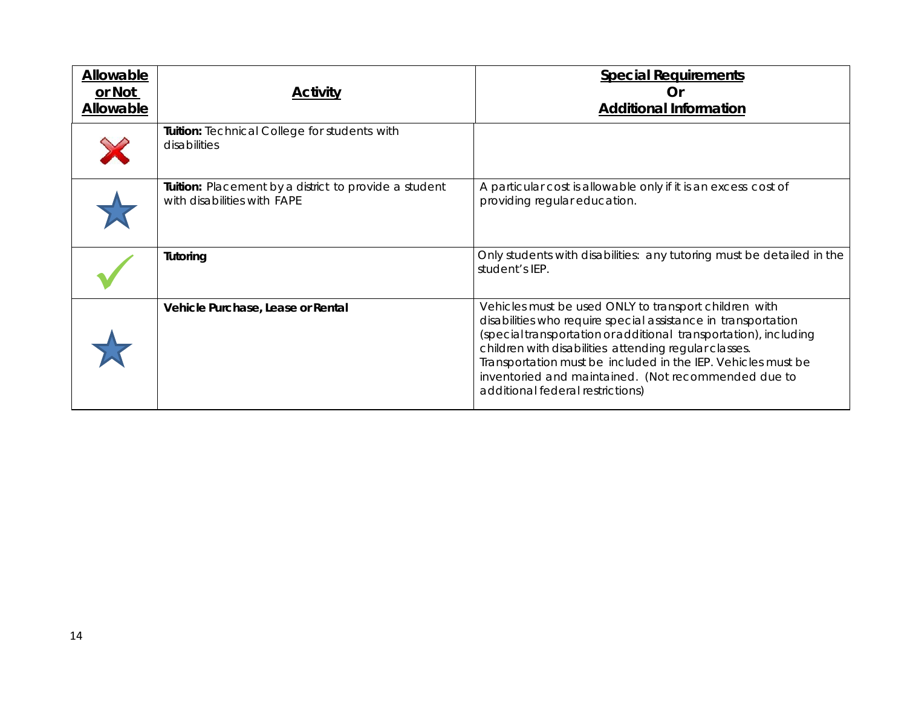| Allowable or Not Allowable | Activity | Special Requirements Or Additional Information |
|---|---|---|
| ✗ | **Tuition:** Technical College for students with disabilities | |
| ★ | **Tuition:** Placement by a district to provide a student with disabilities with FAPE | A particular cost is allowable only if it is an excess cost of providing regular education. |
| ✓ | **Tutoring** | Only students with disabilities: any tutoring must be detailed in the student's IEP. |
| ★ | **Vehicle Purchase, Lease or Rental** | Vehicles must be used ONLY to transport children with disabilities who require special assistance in transportation (special transportation or additional transportation), including children with disabilities attending regular classes. Transportation must be included in the IEP. Vehicles must be inventoried and maintained. (Not recommended due to additional federal restrictions) |